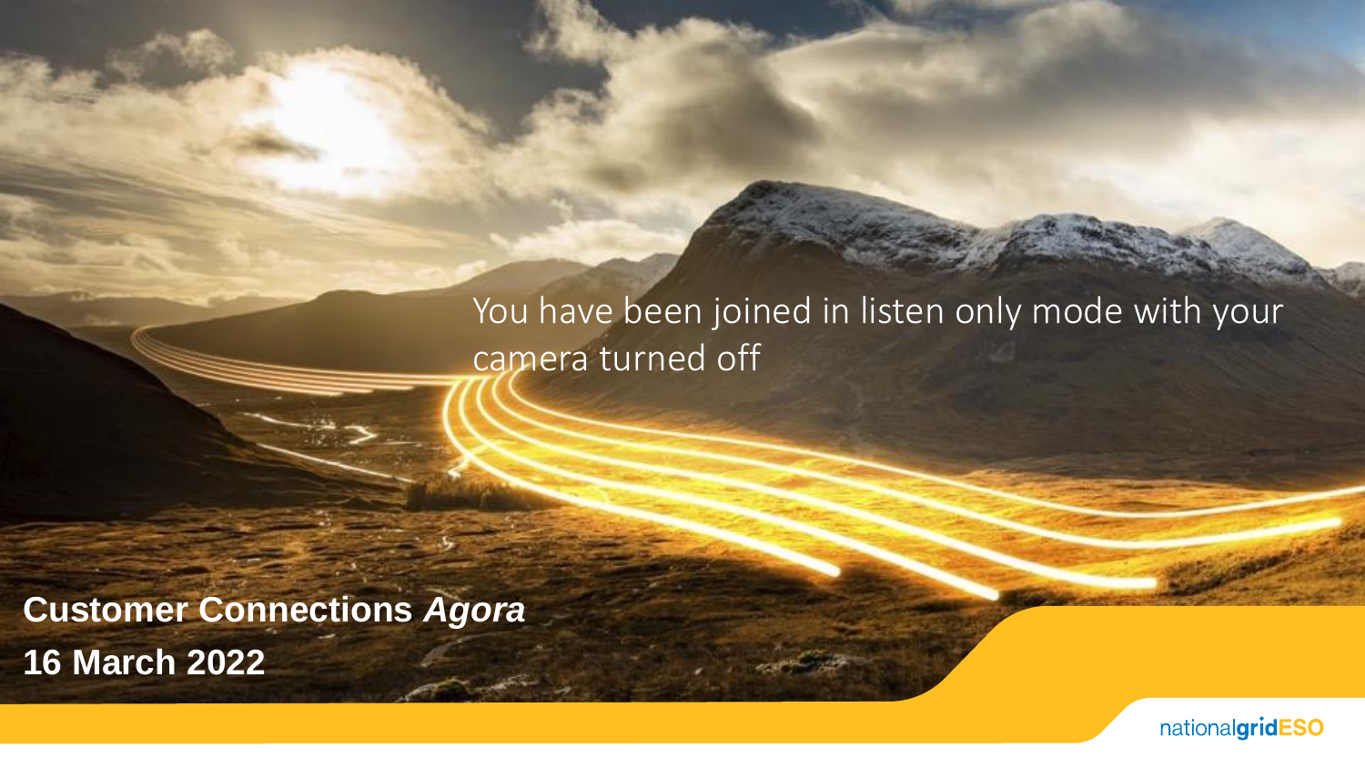You have been joined in listen only mode with your camera turned off

# Customer Connections *Agora*

**16 March 2022**

nationalgridESO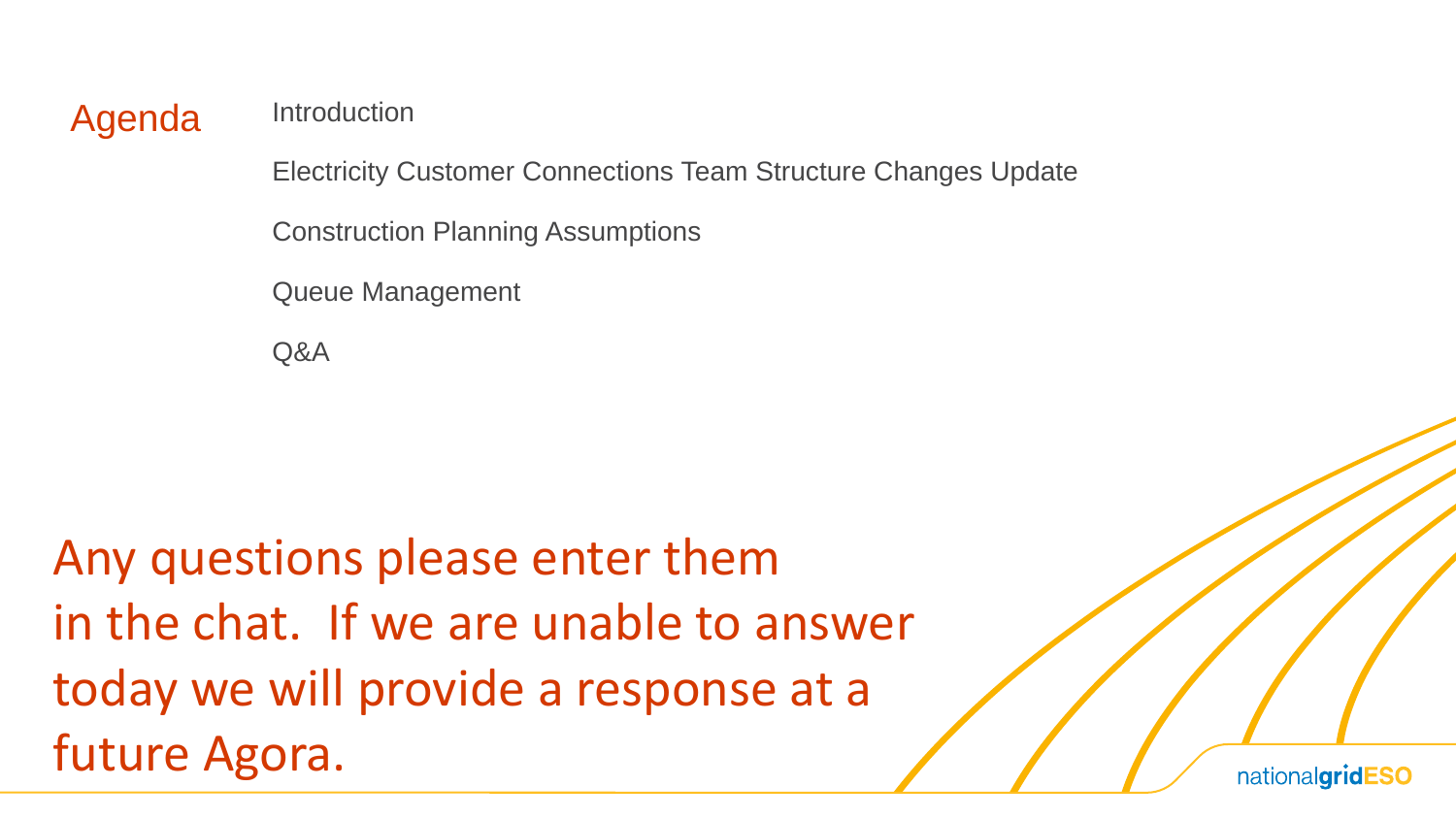# Agenda

- Introduction
- Electricity Customer Connections Team Structure Changes Update
- Construction Planning Assumptions
- Queue Management
- Q&A

Any questions please enter them in the chat. If we are unable to answer today we will provide a response at a future Agora.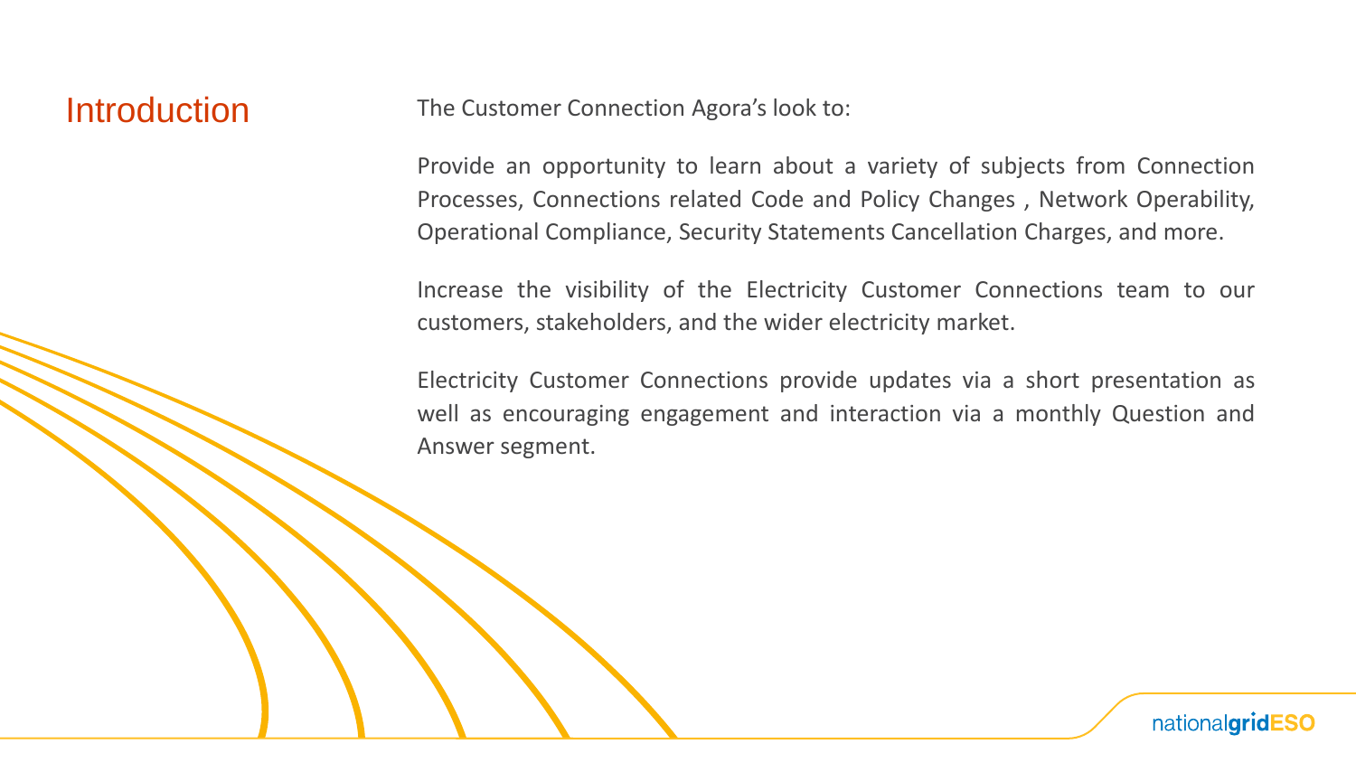# Introduction

The Customer Connection Agora's look to:

Provide an opportunity to learn about a variety of subjects from Connection Processes, Connections related Code and Policy Changes , Network Operability, Operational Compliance, Security Statements Cancellation Charges, and more.

Increase the visibility of the Electricity Customer Connections team to our customers, stakeholders, and the wider electricity market.

Electricity Customer Connections provide updates via a short presentation as well as encouraging engagement and interaction via a monthly Question and Answer segment.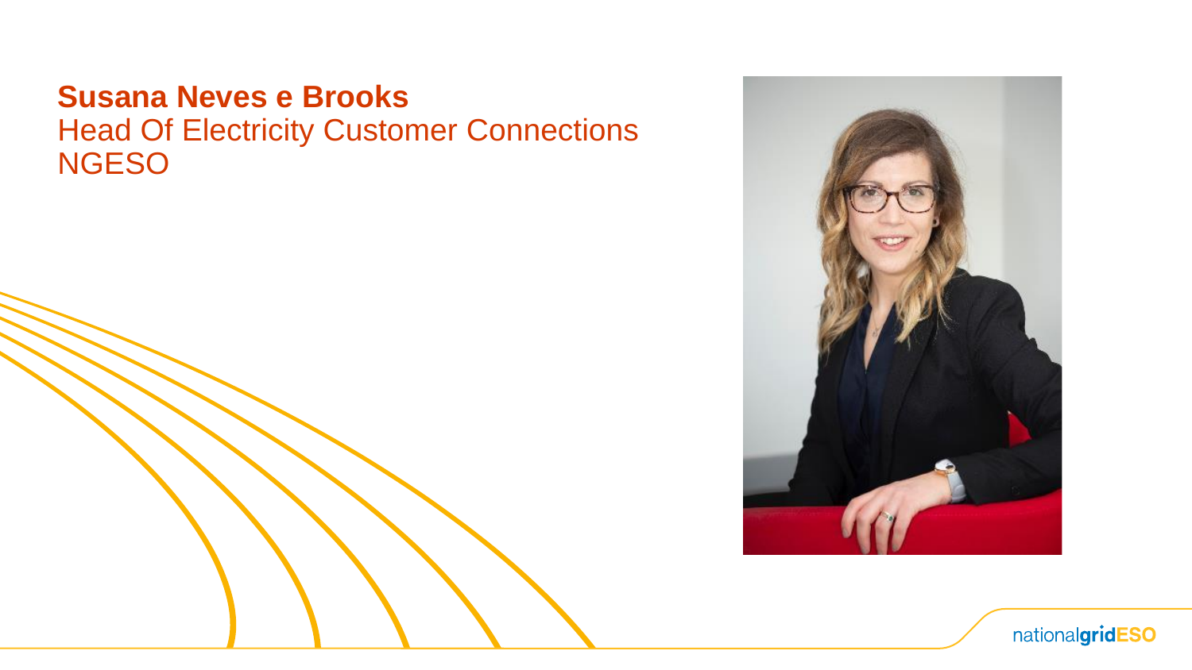**Susana Neves e Brooks**
Head Of Electricity Customer Connections
NGESO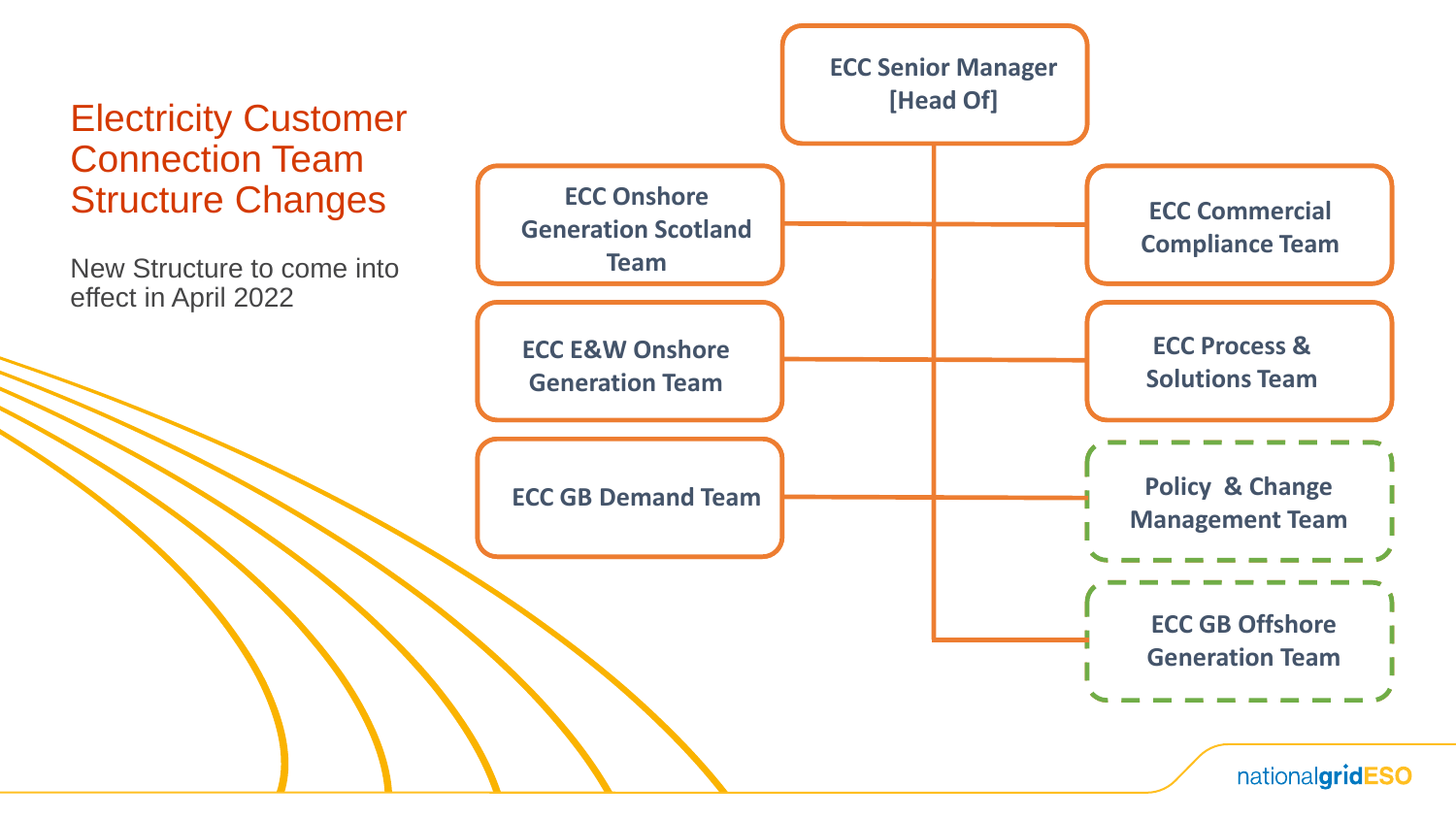# Electricity Customer Connection Team Structure Changes

New Structure to come into effect in April 2022

- ECC Senior Manager [Head Of]
  - ECC Onshore Generation Scotland Team
  - ECC E&W Onshore Generation Team
  - ECC GB Demand Team
  - ECC Commercial Compliance Team
  - ECC Process & Solutions Team
  - Policy & Change Management Team
  - ECC GB Offshore Generation Team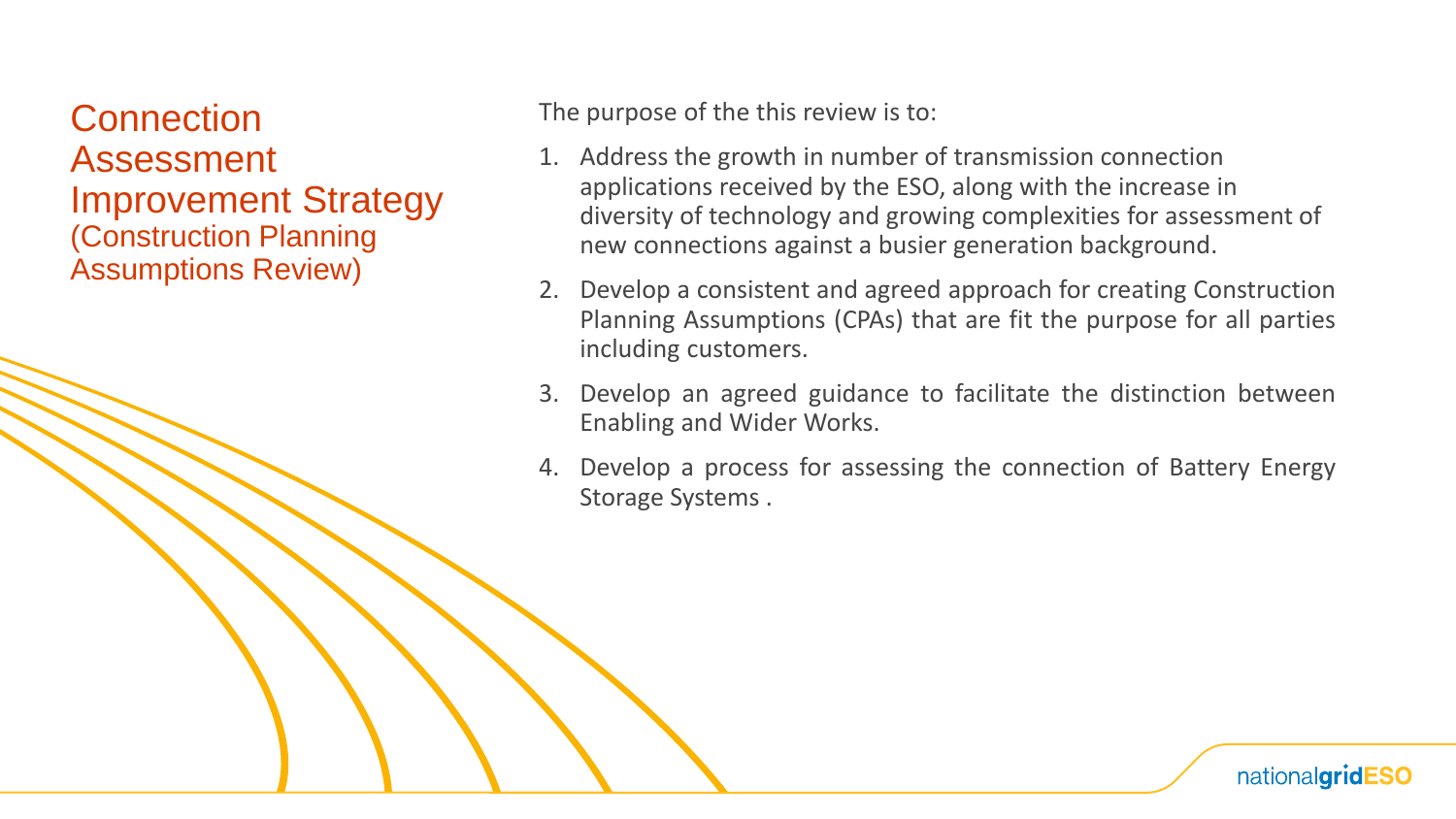# Connection Assessment Improvement Strategy (Construction Planning Assumptions Review)

The purpose of the this review is to:

1. Address the growth in number of transmission connection applications received by the ESO, along with the increase in diversity of technology and growing complexities for assessment of new connections against a busier generation background.
2. Develop a consistent and agreed approach for creating Construction Planning Assumptions (CPAs) that are fit the purpose for all parties including customers.
3. Develop an agreed guidance to facilitate the distinction between Enabling and Wider Works.
4. Develop a process for assessing the connection of Battery Energy Storage Systems .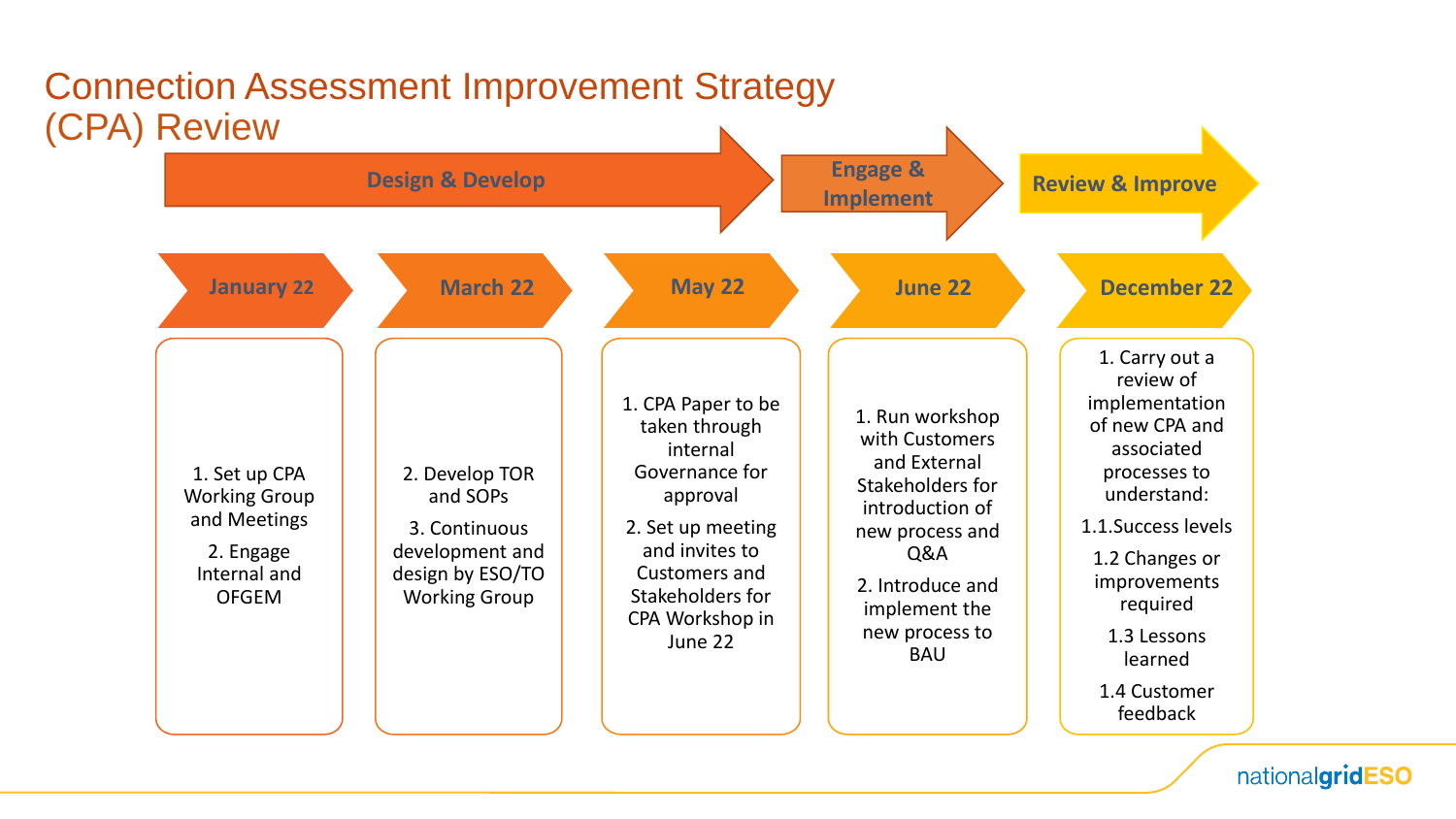# Connection Assessment Improvement Strategy (CPA) Review

**Design & Develop** → **Engage & Implement** → **Review & Improve**

| January 22 | March 22 | May 22 | June 22 | December 22 |
|---|---|---|---|---|
| 1. Set up CPA Working Group and Meetings<br>2. Engage Internal and OFGEM | 2. Develop TOR and SOPs<br>3. Continuous development and design by ESO/TO Working Group | 1. CPA Paper to be taken through internal Governance for approval<br>2. Set up meeting and invites to Customers and Stakeholders for CPA Workshop in June 22 | 1. Run workshop with Customers and External Stakeholders for introduction of new process and Q&A<br>2. Introduce and implement the new process to BAU | 1. Carry out a review of implementation of new CPA and associated processes to understand:<br>1.1.Success levels<br>1.2 Changes or improvements required<br>1.3 Lessons learned<br>1.4 Customer feedback |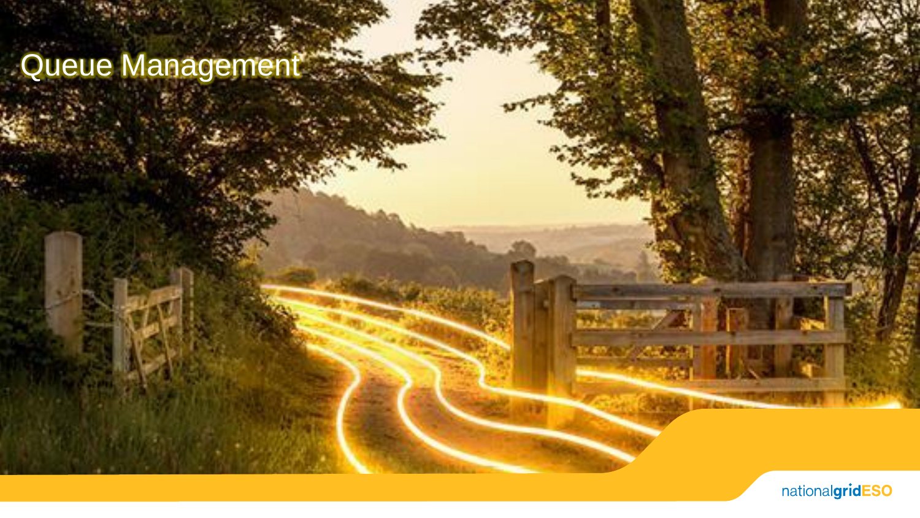# Queue Management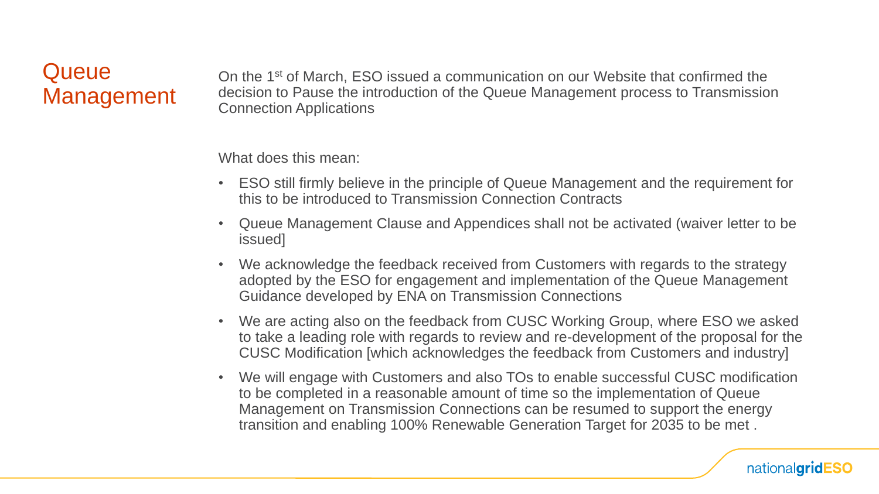# Queue Management

On the 1st of March, ESO issued a communication on our Website that confirmed the decision to Pause the introduction of the Queue Management process to Transmission Connection Applications

What does this mean:

- ESO still firmly believe in the principle of Queue Management and the requirement for this to be introduced to Transmission Connection Contracts
- Queue Management Clause and Appendices shall not be activated (waiver letter to be issued]
- We acknowledge the feedback received from Customers with regards to the strategy adopted by the ESO for engagement and implementation of the Queue Management Guidance developed by ENA on Transmission Connections
- We are acting also on the feedback from CUSC Working Group, where ESO we asked to take a leading role with regards to review and re-development of the proposal for the CUSC Modification [which acknowledges the feedback from Customers and industry]
- We will engage with Customers and also TOs to enable successful CUSC modification to be completed in a reasonable amount of time so the implementation of Queue Management on Transmission Connections can be resumed to support the energy transition and enabling 100% Renewable Generation Target for 2035 to be met .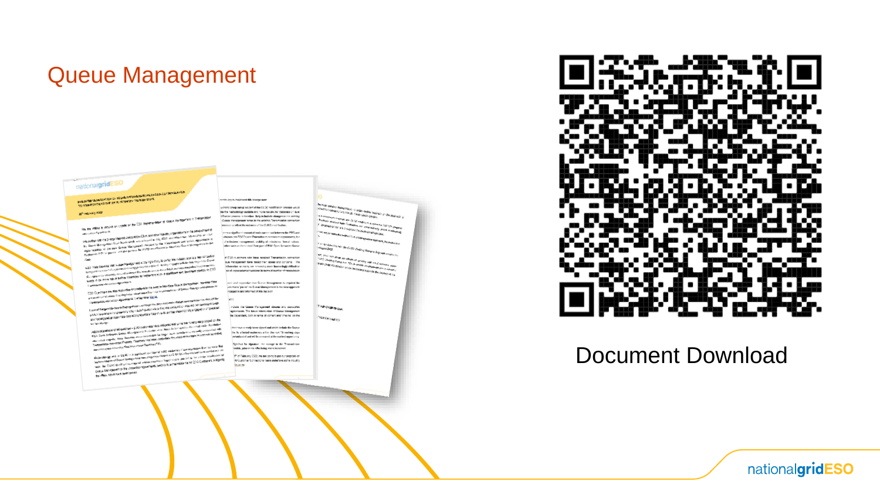# Queue Management

Document Download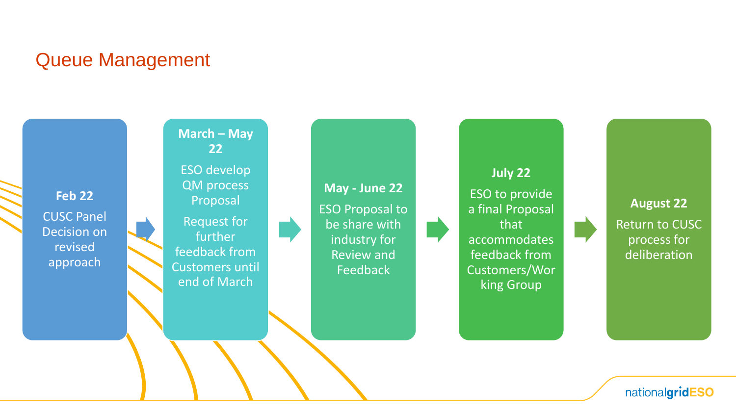# Queue Management

**Feb 22**

CUSC Panel Decision on revised approach

**March – May 22**

ESO develop QM process Proposal

Request for further feedback from Customers until end of March

**May - June 22**

ESO Proposal to be share with industry for Review and Feedback

**July 22**

ESO to provide a final Proposal that accommodates feedback from Customers/Working Group

**August 22**

Return to CUSC process for deliberation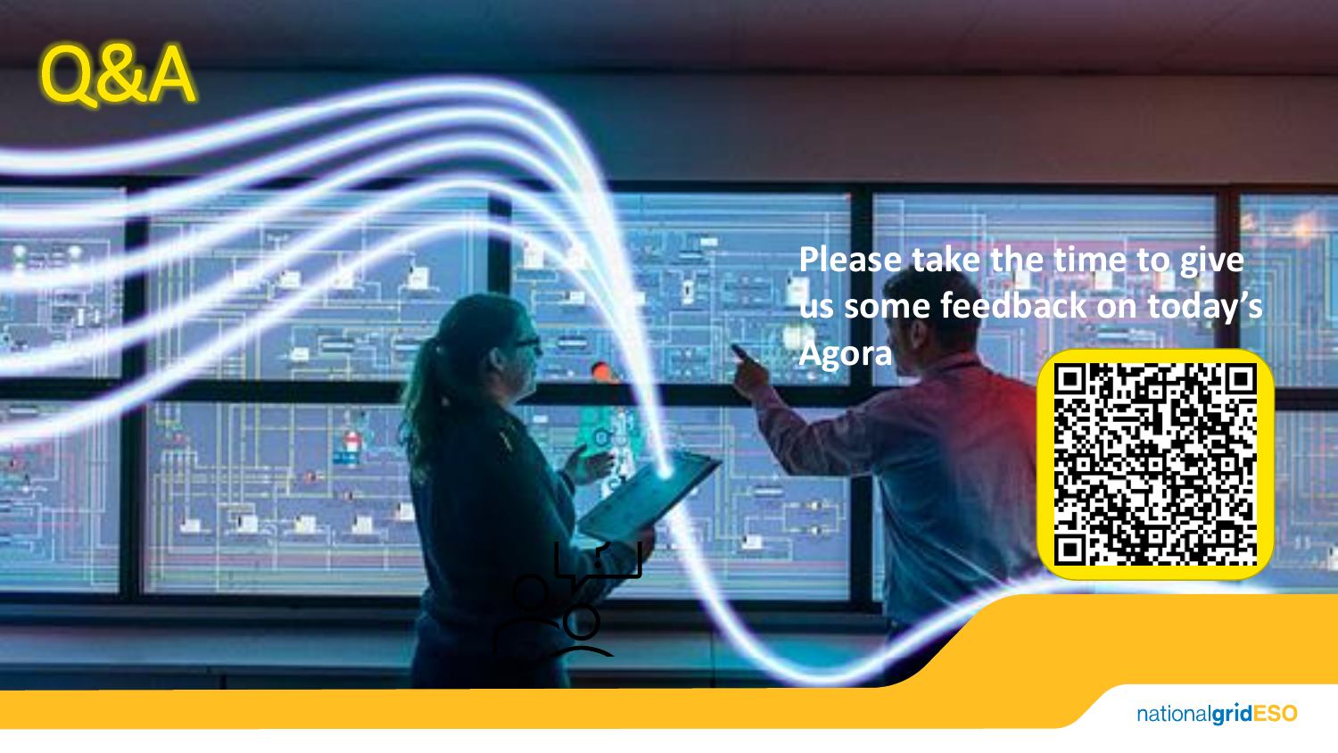# Q&A

Please take the time to give us some feedback on today's Agora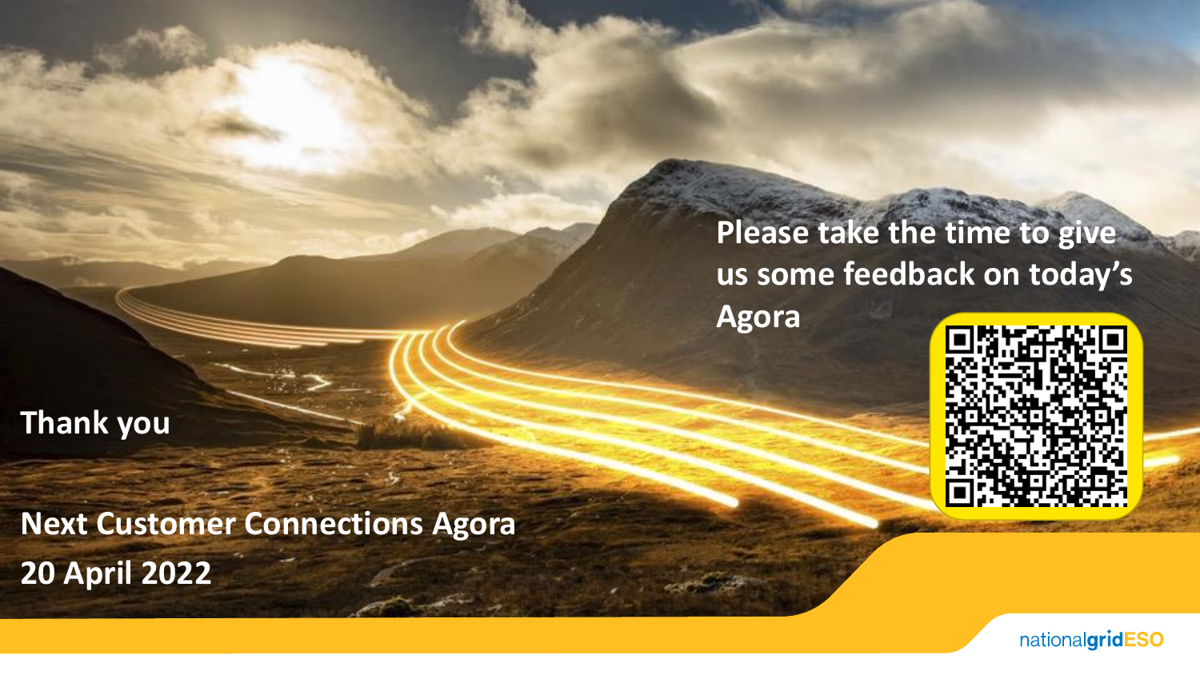Please take the time to give us some feedback on today's Agora

Thank you

**Next Customer Connections Agora**
**20 April 2022**